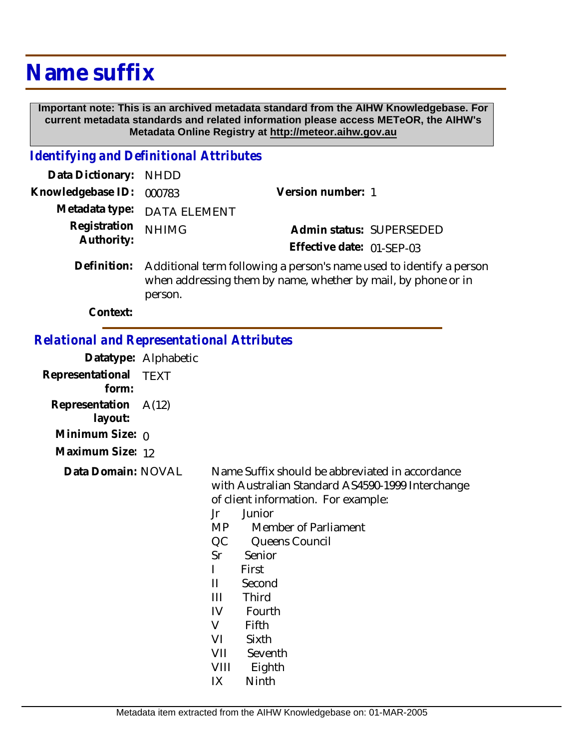# Name suffix

**Important note: This is an archived metadata standard from the AIHW Knowledgebase. For current metadata standards and related information please access METeOR, the AIHW's Metadata Online Registry at http://meteor.aihw.gov.au**

## *Identifying and Definitional Attributes*

**Data Dictionary:** NHDD

**Knowledgebase ID:** 000783

**Version number:** 1

**Metadata type:** DATA ELEMENT

**Registration Authority:** NHIMG

**Admin status:** SUPERSEDED

**Effective date:** 01-SEP-03

**Definition:** Additional term following a person's name used to identify a person when addressing them by name, whether by mail, by phone or in person.

**Context:**

## *Relational and Representational Attributes*

**Datatype:** Alphabetic

**Representational form:** TEXT

**Representation layout:** A(12)

**Minimum Size:** 0

**Maximum Size:** 12

**Data Domain:** NOVAL

Name Suffix should be abbreviated in accordance with Australian Standard AS4590-1999 Interchange of client information. For example:

Jr Junior
MP Member of Parliament
QC Queens Council
Sr Senior
I First
II Second
III Third
IV Fourth
V Fifth
VI Sixth
VII Seventh
VIII Eighth
IX Ninth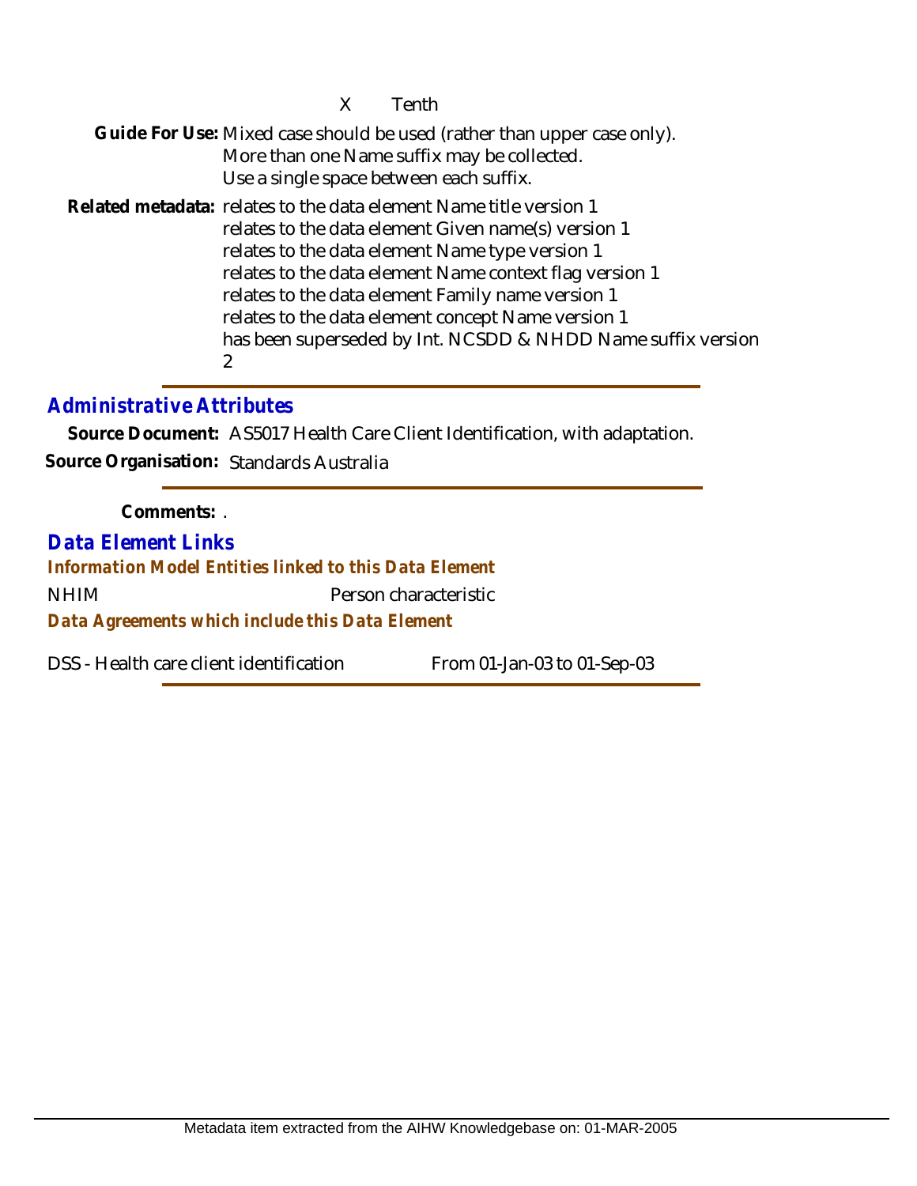| | |
|---|---|
| X | Tenth |

**Guide For Use:** Mixed case should be used (rather than upper case only).
More than one Name suffix may be collected.
Use a single space between each suffix.

**Related metadata:** relates to the data element Name title version 1
relates to the data element Given name(s) version 1
relates to the data element Name type version 1
relates to the data element Name context flag version 1
relates to the data element Family name version 1
relates to the data element concept Name version 1
has been superseded by Int. NCSDD & NHDD Name suffix version 2

## Administrative Attributes

**Source Document:** AS5017 Health Care Client Identification, with adaptation.

**Source Organisation:** Standards Australia

**Comments:** .

## Data Element Links

### Information Model Entities linked to this Data Element

| | |
|---|---|
| NHIM | Person characteristic |

### Data Agreements which include this Data Element

| | |
|---|---|
| DSS - Health care client identification | From 01-Jan-03 to 01-Sep-03 |